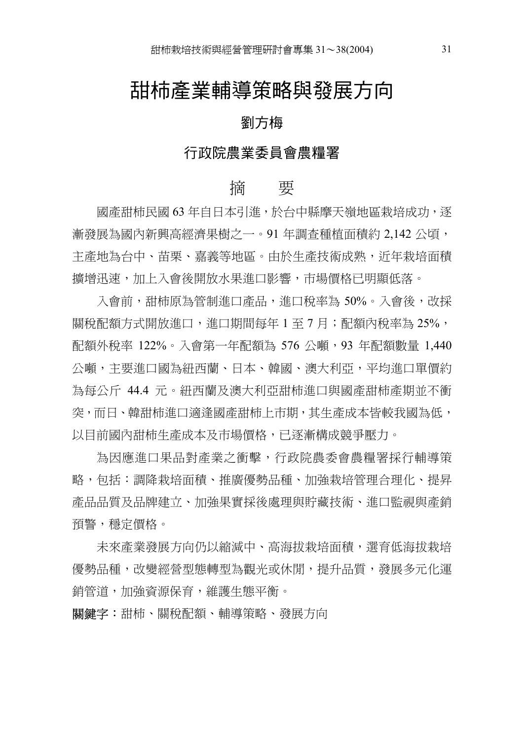# 甜柿產業輔導策略與發展方向

## 劉方梅

### 行政院農業委員會農糧署

## 摘　要

國產甜柿民國 63 年自日本引進，於台中縣摩天嶺地區栽培成功，逐漸發展為國內新興高經濟果樹之一。91 年調查種植面積約 2,142 公頃，主產地為台中、苗栗、嘉義等地區。由於生產技術成熟，近年栽培面積擴增迅速，加上入會後開放水果進口影響，市場價格已明顯低落。

入會前，甜柿原為管制進口產品，進口稅率為 50%。入會後，改採關稅配額方式開放進口，進口期間每年 1 至 7 月；配額內稅率為 25%，配額外稅率 122%。入會第一年配額為 576 公噸，93 年配額數量 1,440 公噸，主要進口國為紐西蘭、日本、韓國、澳大利亞，平均進口單價約為每公斤 44.4 元。紐西蘭及澳大利亞甜柿進口與國產甜柿產期並不衝突，而日、韓甜柿進口適逢國產甜柿上市期，其生產成本皆較我國為低，以目前國內甜柿生產成本及市場價格，已逐漸構成競爭壓力。

為因應進口果品對產業之衝擊，行政院農委會農糧署採行輔導策略，包括：調降栽培面積、推廣優勢品種、加強栽培管理合理化、提昇產品品質及品牌建立、加強果實採後處理與貯藏技術、進口監視與產銷預警，穩定價格。

未來產業發展方向仍以縮減中、高海拔栽培面積，選育低海拔栽培優勢品種，改變經營型態轉型為觀光或休閒，提升品質，發展多元化運銷管道，加強資源保育，維護生態平衡。

**關鍵字：**甜柿、關稅配額、輔導策略、發展方向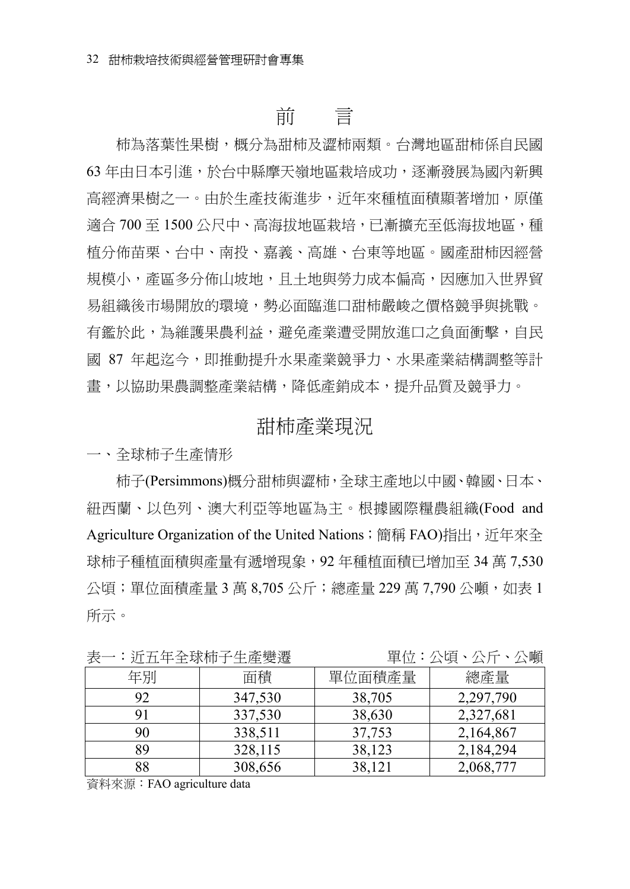# 前　　言

柿為落葉性果樹，概分為甜柿及澀柿兩類。台灣地區甜柿係自民國63年由日本引進，於台中縣摩天嶺地區栽培成功，逐漸發展為國內新興高經濟果樹之一。由於生產技術進步，近年來種植面積顯著增加，原僅適合700至1500公尺中、高海拔地區栽培，已漸擴充至低海拔地區，種植分佈苗栗、台中、南投、嘉義、高雄、台東等地區。國產甜柿因經營規模小，產區多分佈山坡地，且土地與勞力成本偏高，因應加入世界貿易組織後市場開放的環境，勢必面臨進口甜柿嚴峻之價格競爭與挑戰。有鑑於此，為維護果農利益，避免產業遭受開放進口之負面衝擊，自民國87年起迄今，即推動提升水果產業競爭力、水果產業結構調整等計畫，以協助果農調整產業結構，降低產銷成本，提升品質及競爭力。

# 甜柿產業現況

一、全球柿子生產情形

柿子(Persimmons)概分甜柿與澀柿，全球主產地以中國、韓國、日本、紐西蘭、以色列、澳大利亞等地區為主。根據國際糧農組織(Food and Agriculture Organization of the United Nations；簡稱FAO)指出，近年來全球柿子種植面積與產量有遞增現象，92年種植面積已增加至34萬7,530公頃；單位面積產量3萬8,705公斤；總產量229萬7,790公噸，如表1所示。

表一：近五年全球柿子生產變遷　　　　單位：公頃、公斤、公噸

| 年別 | 面積 | 單位面積產量 | 總產量 |
|---|---|---|---|
| 92 | 347,530 | 38,705 | 2,297,790 |
| 91 | 337,530 | 38,630 | 2,327,681 |
| 90 | 338,511 | 37,753 | 2,164,867 |
| 89 | 328,115 | 38,123 | 2,184,294 |
| 88 | 308,656 | 38,121 | 2,068,777 |

資料來源：FAO agriculture data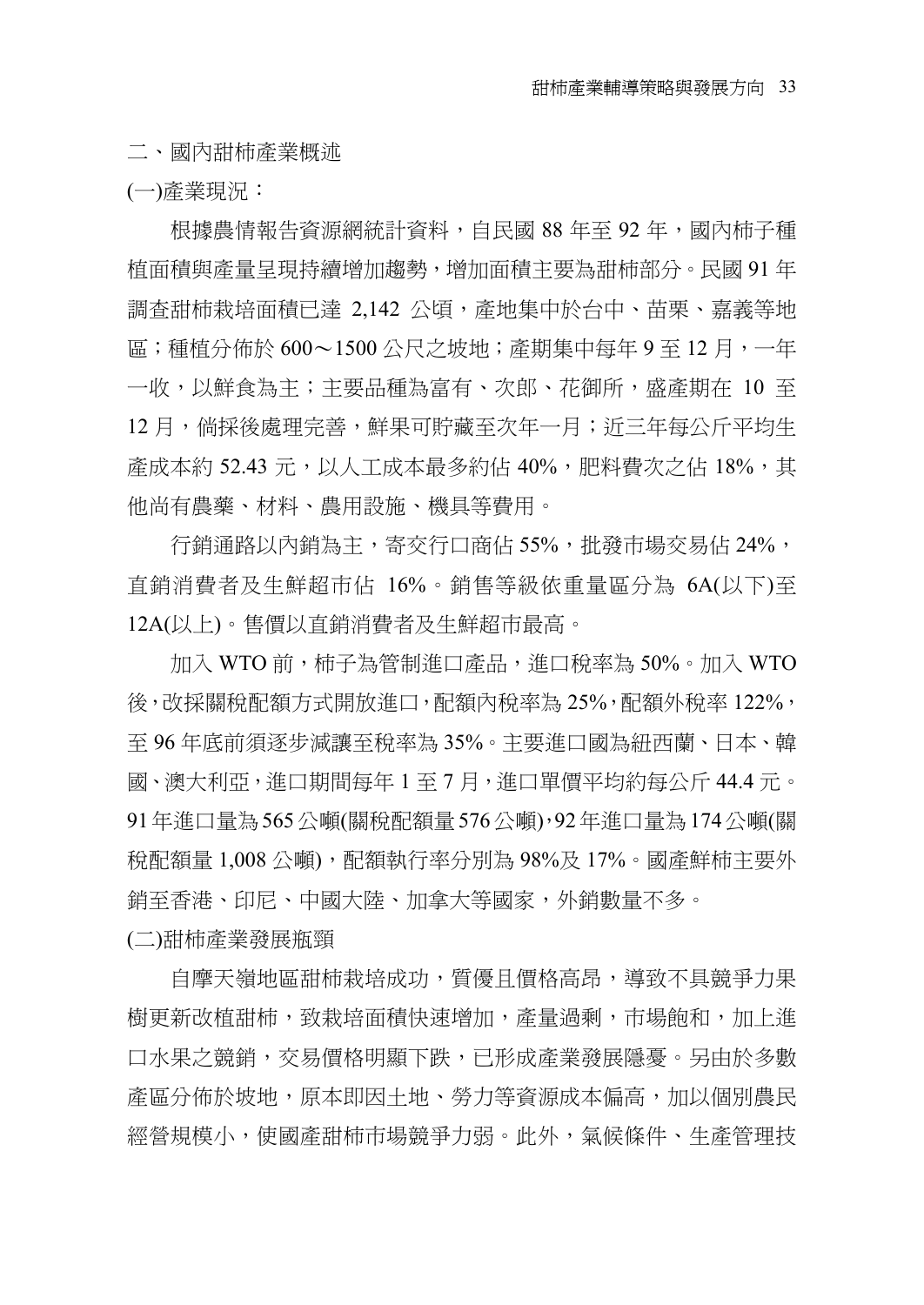## 二、國內甜柿產業概述

### (一)產業現況：

根據農情報告資源網統計資料，自民國 88 年至 92 年，國內柿子種植面積與產量呈現持續增加趨勢，增加面積主要為甜柿部分。民國 91 年調查甜柿栽培面積已達 2,142 公頃，產地集中於台中、苗栗、嘉義等地區；種植分佈於 600～1500 公尺之坡地；產期集中每年 9 至 12 月，一年一收，以鮮食為主；主要品種為富有、次郎、花御所，盛產期在 10 至 12 月，倘採後處理完善，鮮果可貯藏至次年一月；近三年每公斤平均生產成本約 52.43 元，以人工成本最多約佔 40%，肥料費次之佔 18%，其他尚有農藥、材料、農用設施、機具等費用。

行銷通路以內銷為主，寄交行口商佔 55%，批發市場交易佔 24%，直銷消費者及生鮮超市佔 16%。銷售等級依重量區分為 6A(以下)至 12A(以上)。售價以直銷消費者及生鮮超市最高。

加入 WTO 前，柿子為管制進口產品，進口稅率為 50%。加入 WTO 後，改採關稅配額方式開放進口，配額內稅率為 25%，配額外稅率 122%，至 96 年底前須逐步減讓至稅率為 35%。主要進口國為紐西蘭、日本、韓國、澳大利亞，進口期間每年 1 至 7 月，進口單價平均約每公斤 44.4 元。91 年進口量為 565 公噸(關稅配額量 576 公噸)，92 年進口量為 174 公噸(關稅配額量 1,008 公噸)，配額執行率分別為 98%及 17%。國產鮮柿主要外銷至香港、印尼、中國大陸、加拿大等國家，外銷數量不多。

### (二)甜柿產業發展瓶頸

自摩天嶺地區甜柿栽培成功，質優且價格高昂，導致不具競爭力果樹更新改植甜柿，致栽培面積快速增加，產量過剩，市場飽和，加上進口水果之競銷，交易價格明顯下跌，已形成產業發展隱憂。另由於多數產區分佈於坡地，原本即因土地、勞力等資源成本偏高，加以個別農民經營規模小，使國產甜柿市場競爭力弱。此外，氣候條件、生產管理技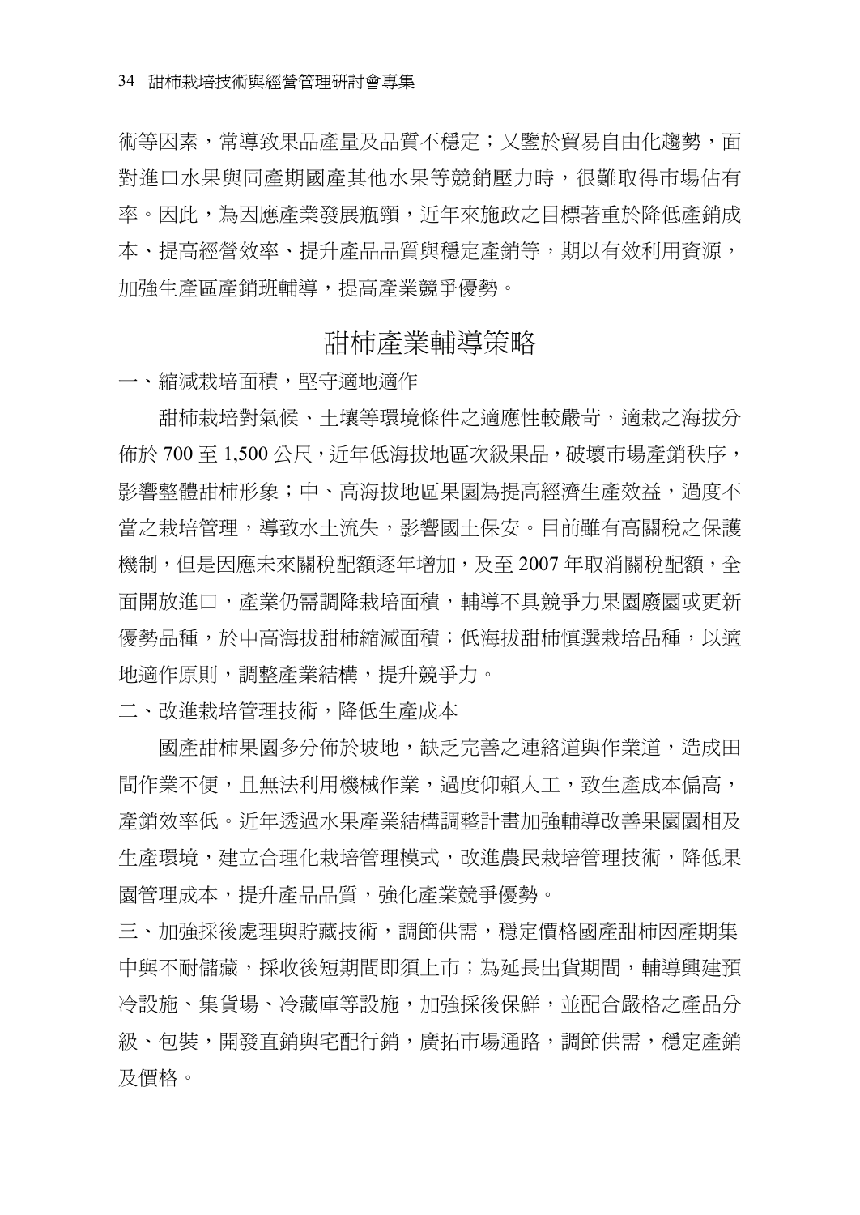術等因素，常導致果品產量及品質不穩定；又鑒於貿易自由化趨勢，面對進口水果與同產期國產其他水果等競銷壓力時，很難取得市場佔有率。因此，為因應產業發展瓶頸，近年來施政之目標著重於降低產銷成本、提高經營效率、提升產品品質與穩定產銷等，期以有效利用資源，加強生產區產銷班輔導，提高產業競爭優勢。

## 甜柿產業輔導策略

一、縮減栽培面積，堅守適地適作

甜柿栽培對氣候、土壤等環境條件之適應性較嚴苛，適栽之海拔分佈於 700 至 1,500 公尺，近年低海拔地區次級果品，破壞市場產銷秩序，影響整體甜柿形象；中、高海拔地區果園為提高經濟生產效益，過度不當之栽培管理，導致水土流失，影響國土保安。目前雖有高關稅之保護機制，但是因應未來關稅配額逐年增加，及至 2007 年取消關稅配額，全面開放進口，產業仍需調降栽培面積，輔導不具競爭力果園廢園或更新優勢品種，於中高海拔甜柿縮減面積；低海拔甜柿慎選栽培品種，以適地適作原則，調整產業結構，提升競爭力。

二、改進栽培管理技術，降低生產成本

國產甜柿果園多分佈於坡地，缺乏完善之連絡道與作業道，造成田間作業不便，且無法利用機械作業，過度仰賴人工，致生產成本偏高，產銷效率低。近年透過水果產業結構調整計畫加強輔導改善果園園相及生產環境，建立合理化栽培管理模式，改進農民栽培管理技術，降低果園管理成本，提升產品品質，強化產業競爭優勢。

三、加強採後處理與貯藏技術，調節供需，穩定價格國產甜柿因產期集中與不耐儲藏，採收後短期間即須上市；為延長出貨期間，輔導興建預冷設施、集貨場、冷藏庫等設施，加強採後保鮮，並配合嚴格之產品分級、包裝，開發直銷與宅配行銷，廣拓市場通路，調節供需，穩定產銷及價格。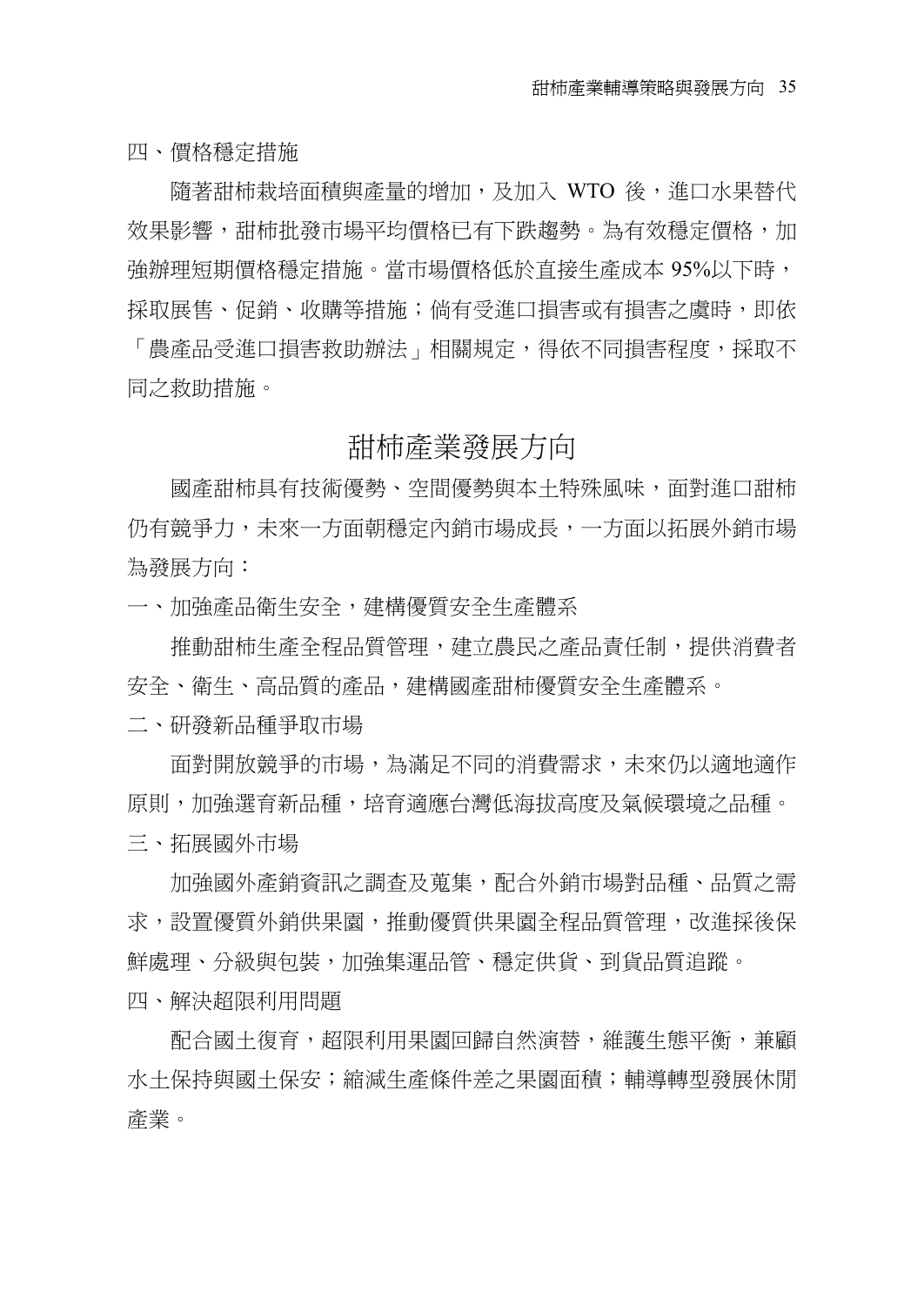四、價格穩定措施

隨著甜柿栽培面積與產量的增加，及加入 WTO 後，進口水果替代效果影響，甜柿批發市場平均價格已有下跌趨勢。為有效穩定價格，加強辦理短期價格穩定措施。當市場價格低於直接生產成本 95%以下時，採取展售、促銷、收購等措施；倘有受進口損害或有損害之虞時，即依「農產品受進口損害救助辦法」相關規定，得依不同損害程度，採取不同之救助措施。

## 甜柿產業發展方向

國產甜柿具有技術優勢、空間優勢與本土特殊風味，面對進口甜柿仍有競爭力，未來一方面朝穩定內銷市場成長，一方面以拓展外銷市場為發展方向：

一、加強產品衛生安全，建構優質安全生產體系

推動甜柿生產全程品質管理，建立農民之產品責任制，提供消費者安全、衛生、高品質的產品，建構國產甜柿優質安全生產體系。

二、研發新品種爭取市場

面對開放競爭的市場，為滿足不同的消費需求，未來仍以適地適作原則，加強選育新品種，培育適應台灣低海拔高度及氣候環境之品種。

三、拓展國外市場

加強國外產銷資訊之調查及蒐集，配合外銷市場對品種、品質之需求，設置優質外銷供果園，推動優質供果園全程品質管理，改進採後保鮮處理、分級與包裝，加強集運品管、穩定供貨、到貨品質追蹤。

四、解決超限利用問題

配合國土復育，超限利用果園回歸自然演替，維護生態平衡，兼顧水土保持與國土保安；縮減生產條件差之果園面積；輔導轉型發展休閒產業。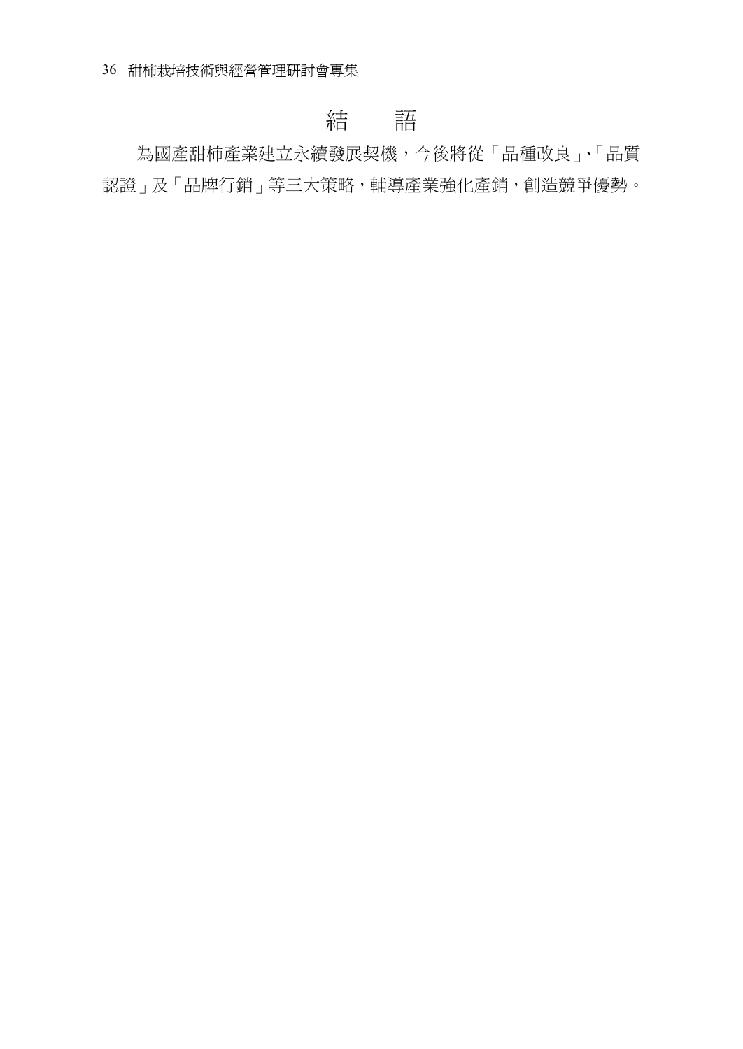# 結　　語

為國產甜柿產業建立永續發展契機，今後將從「品種改良」、「品質認證」及「品牌行銷」等三大策略，輔導產業強化產銷，創造競爭優勢。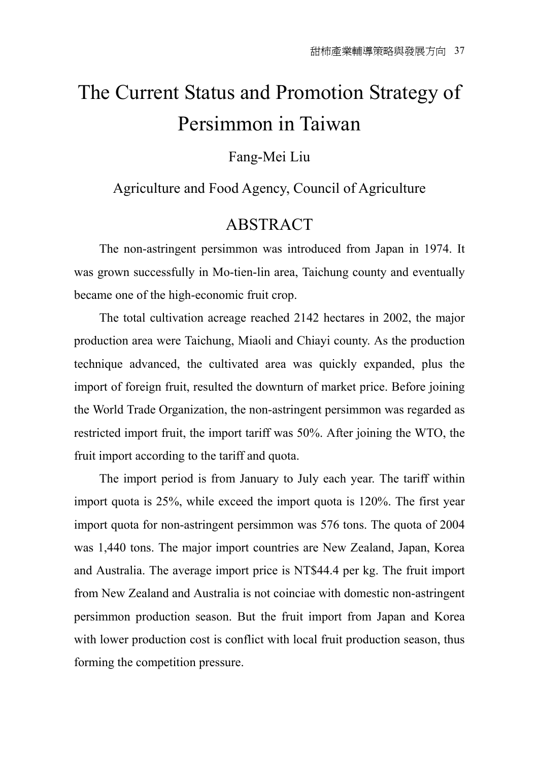# The Current Status and Promotion Strategy of Persimmon in Taiwan

Fang-Mei Liu

Agriculture and Food Agency, Council of Agriculture

## ABSTRACT

The non-astringent persimmon was introduced from Japan in 1974. It was grown successfully in Mo-tien-lin area, Taichung county and eventually became one of the high-economic fruit crop.

The total cultivation acreage reached 2142 hectares in 2002, the major production area were Taichung, Miaoli and Chiayi county. As the production technique advanced, the cultivated area was quickly expanded, plus the import of foreign fruit, resulted the downturn of market price. Before joining the World Trade Organization, the non-astringent persimmon was regarded as restricted import fruit, the import tariff was 50%. After joining the WTO, the fruit import according to the tariff and quota.

The import period is from January to July each year. The tariff within import quota is 25%, while exceed the import quota is 120%. The first year import quota for non-astringent persimmon was 576 tons. The quota of 2004 was 1,440 tons. The major import countries are New Zealand, Japan, Korea and Australia. The average import price is NT$44.4 per kg. The fruit import from New Zealand and Australia is not coinciae with domestic non-astringent persimmon production season. But the fruit import from Japan and Korea with lower production cost is conflict with local fruit production season, thus forming the competition pressure.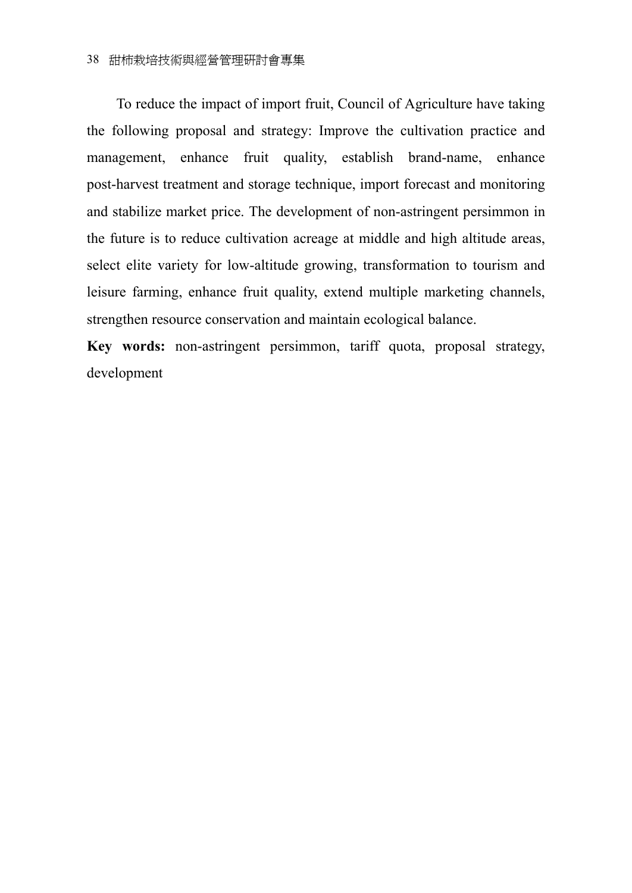To reduce the impact of import fruit, Council of Agriculture have taking the following proposal and strategy: Improve the cultivation practice and management, enhance fruit quality, establish brand-name, enhance post-harvest treatment and storage technique, import forecast and monitoring and stabilize market price. The development of non-astringent persimmon in the future is to reduce cultivation acreage at middle and high altitude areas, select elite variety for low-altitude growing, transformation to tourism and leisure farming, enhance fruit quality, extend multiple marketing channels, strengthen resource conservation and maintain ecological balance.

**Key words:** non-astringent persimmon, tariff quota, proposal strategy, development